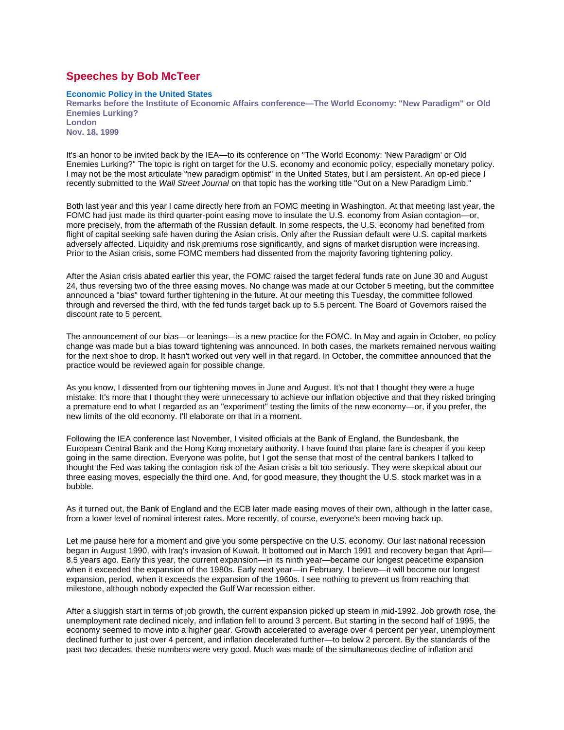# Speeches by Bob McTeer

**Economic Policy in the United States**
**Remarks before the Institute of Economic Affairs conference—The World Economy: "New Paradigm" or Old Enemies Lurking?**
**London**
**Nov. 18, 1999**

It's an honor to be invited back by the IEA—to its conference on "The World Economy: 'New Paradigm' or Old Enemies Lurking?" The topic is right on target for the U.S. economy and economic policy, especially monetary policy. I may not be the most articulate "new paradigm optimist" in the United States, but I am persistent. An op-ed piece I recently submitted to the *Wall Street Journal* on that topic has the working title "Out on a New Paradigm Limb."

Both last year and this year I came directly here from an FOMC meeting in Washington. At that meeting last year, the FOMC had just made its third quarter-point easing move to insulate the U.S. economy from Asian contagion—or, more precisely, from the aftermath of the Russian default. In some respects, the U.S. economy had benefited from flight of capital seeking safe haven during the Asian crisis. Only after the Russian default were U.S. capital markets adversely affected. Liquidity and risk premiums rose significantly, and signs of market disruption were increasing. Prior to the Asian crisis, some FOMC members had dissented from the majority favoring tightening policy.

After the Asian crisis abated earlier this year, the FOMC raised the target federal funds rate on June 30 and August 24, thus reversing two of the three easing moves. No change was made at our October 5 meeting, but the committee announced a "bias" toward further tightening in the future. At our meeting this Tuesday, the committee followed through and reversed the third, with the fed funds target back up to 5.5 percent. The Board of Governors raised the discount rate to 5 percent.

The announcement of our bias—or leanings—is a new practice for the FOMC. In May and again in October, no policy change was made but a bias toward tightening was announced. In both cases, the markets remained nervous waiting for the next shoe to drop. It hasn't worked out very well in that regard. In October, the committee announced that the practice would be reviewed again for possible change.

As you know, I dissented from our tightening moves in June and August. It's not that I thought they were a huge mistake. It's more that I thought they were unnecessary to achieve our inflation objective and that they risked bringing a premature end to what I regarded as an "experiment" testing the limits of the new economy—or, if you prefer, the new limits of the old economy. I'll elaborate on that in a moment.

Following the IEA conference last November, I visited officials at the Bank of England, the Bundesbank, the European Central Bank and the Hong Kong monetary authority. I have found that plane fare is cheaper if you keep going in the same direction. Everyone was polite, but I got the sense that most of the central bankers I talked to thought the Fed was taking the contagion risk of the Asian crisis a bit too seriously. They were skeptical about our three easing moves, especially the third one. And, for good measure, they thought the U.S. stock market was in a bubble.

As it turned out, the Bank of England and the ECB later made easing moves of their own, although in the latter case, from a lower level of nominal interest rates. More recently, of course, everyone's been moving back up.

Let me pause here for a moment and give you some perspective on the U.S. economy. Our last national recession began in August 1990, with Iraq's invasion of Kuwait. It bottomed out in March 1991 and recovery began that April—8.5 years ago. Early this year, the current expansion—in its ninth year—became our longest peacetime expansion when it exceeded the expansion of the 1980s. Early next year—in February, I believe—it will become our longest expansion, period, when it exceeds the expansion of the 1960s. I see nothing to prevent us from reaching that milestone, although nobody expected the Gulf War recession either.

After a sluggish start in terms of job growth, the current expansion picked up steam in mid-1992. Job growth rose, the unemployment rate declined nicely, and inflation fell to around 3 percent. But starting in the second half of 1995, the economy seemed to move into a higher gear. Growth accelerated to average over 4 percent per year, unemployment declined further to just over 4 percent, and inflation decelerated further—to below 2 percent. By the standards of the past two decades, these numbers were very good. Much was made of the simultaneous decline of inflation and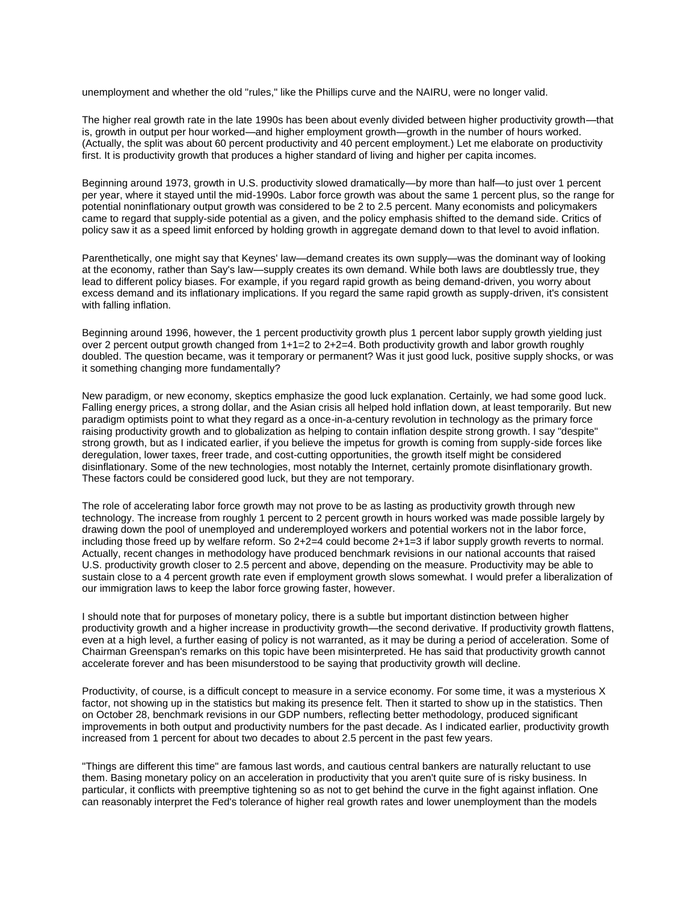unemployment and whether the old "rules," like the Phillips curve and the NAIRU, were no longer valid.

The higher real growth rate in the late 1990s has been about evenly divided between higher productivity growth—that is, growth in output per hour worked—and higher employment growth—growth in the number of hours worked. (Actually, the split was about 60 percent productivity and 40 percent employment.) Let me elaborate on productivity first. It is productivity growth that produces a higher standard of living and higher per capita incomes.

Beginning around 1973, growth in U.S. productivity slowed dramatically—by more than half—to just over 1 percent per year, where it stayed until the mid-1990s. Labor force growth was about the same 1 percent plus, so the range for potential noninflationary output growth was considered to be 2 to 2.5 percent. Many economists and policymakers came to regard that supply-side potential as a given, and the policy emphasis shifted to the demand side. Critics of policy saw it as a speed limit enforced by holding growth in aggregate demand down to that level to avoid inflation.

Parenthetically, one might say that Keynes' law—demand creates its own supply—was the dominant way of looking at the economy, rather than Say's law—supply creates its own demand. While both laws are doubtlessly true, they lead to different policy biases. For example, if you regard rapid growth as being demand-driven, you worry about excess demand and its inflationary implications. If you regard the same rapid growth as supply-driven, it's consistent with falling inflation.

Beginning around 1996, however, the 1 percent productivity growth plus 1 percent labor supply growth yielding just over 2 percent output growth changed from 1+1=2 to 2+2=4. Both productivity growth and labor growth roughly doubled. The question became, was it temporary or permanent? Was it just good luck, positive supply shocks, or was it something changing more fundamentally?

New paradigm, or new economy, skeptics emphasize the good luck explanation. Certainly, we had some good luck. Falling energy prices, a strong dollar, and the Asian crisis all helped hold inflation down, at least temporarily. But new paradigm optimists point to what they regard as a once-in-a-century revolution in technology as the primary force raising productivity growth and to globalization as helping to contain inflation despite strong growth. I say "despite" strong growth, but as I indicated earlier, if you believe the impetus for growth is coming from supply-side forces like deregulation, lower taxes, freer trade, and cost-cutting opportunities, the growth itself might be considered disinflationary. Some of the new technologies, most notably the Internet, certainly promote disinflationary growth. These factors could be considered good luck, but they are not temporary.

The role of accelerating labor force growth may not prove to be as lasting as productivity growth through new technology. The increase from roughly 1 percent to 2 percent growth in hours worked was made possible largely by drawing down the pool of unemployed and underemployed workers and potential workers not in the labor force, including those freed up by welfare reform. So 2+2=4 could become 2+1=3 if labor supply growth reverts to normal. Actually, recent changes in methodology have produced benchmark revisions in our national accounts that raised U.S. productivity growth closer to 2.5 percent and above, depending on the measure. Productivity may be able to sustain close to a 4 percent growth rate even if employment growth slows somewhat. I would prefer a liberalization of our immigration laws to keep the labor force growing faster, however.

I should note that for purposes of monetary policy, there is a subtle but important distinction between higher productivity growth and a higher increase in productivity growth—the second derivative. If productivity growth flattens, even at a high level, a further easing of policy is not warranted, as it may be during a period of acceleration. Some of Chairman Greenspan's remarks on this topic have been misinterpreted. He has said that productivity growth cannot accelerate forever and has been misunderstood to be saying that productivity growth will decline.

Productivity, of course, is a difficult concept to measure in a service economy. For some time, it was a mysterious X factor, not showing up in the statistics but making its presence felt. Then it started to show up in the statistics. Then on October 28, benchmark revisions in our GDP numbers, reflecting better methodology, produced significant improvements in both output and productivity numbers for the past decade. As I indicated earlier, productivity growth increased from 1 percent for about two decades to about 2.5 percent in the past few years.

"Things are different this time" are famous last words, and cautious central bankers are naturally reluctant to use them. Basing monetary policy on an acceleration in productivity that you aren't quite sure of is risky business. In particular, it conflicts with preemptive tightening so as not to get behind the curve in the fight against inflation. One can reasonably interpret the Fed's tolerance of higher real growth rates and lower unemployment than the models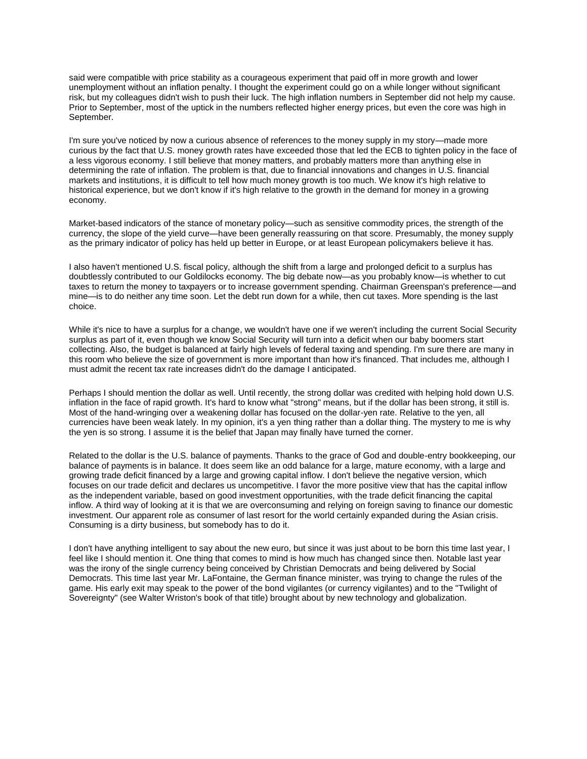said were compatible with price stability as a courageous experiment that paid off in more growth and lower unemployment without an inflation penalty. I thought the experiment could go on a while longer without significant risk, but my colleagues didn't wish to push their luck. The high inflation numbers in September did not help my cause. Prior to September, most of the uptick in the numbers reflected higher energy prices, but even the core was high in September.

I'm sure you've noticed by now a curious absence of references to the money supply in my story—made more curious by the fact that U.S. money growth rates have exceeded those that led the ECB to tighten policy in the face of a less vigorous economy. I still believe that money matters, and probably matters more than anything else in determining the rate of inflation. The problem is that, due to financial innovations and changes in U.S. financial markets and institutions, it is difficult to tell how much money growth is too much. We know it's high relative to historical experience, but we don't know if it's high relative to the growth in the demand for money in a growing economy.

Market-based indicators of the stance of monetary policy—such as sensitive commodity prices, the strength of the currency, the slope of the yield curve—have been generally reassuring on that score. Presumably, the money supply as the primary indicator of policy has held up better in Europe, or at least European policymakers believe it has.

I also haven't mentioned U.S. fiscal policy, although the shift from a large and prolonged deficit to a surplus has doubtlessly contributed to our Goldilocks economy. The big debate now—as you probably know—is whether to cut taxes to return the money to taxpayers or to increase government spending. Chairman Greenspan's preference—and mine—is to do neither any time soon. Let the debt run down for a while, then cut taxes. More spending is the last choice.

While it's nice to have a surplus for a change, we wouldn't have one if we weren't including the current Social Security surplus as part of it, even though we know Social Security will turn into a deficit when our baby boomers start collecting. Also, the budget is balanced at fairly high levels of federal taxing and spending. I'm sure there are many in this room who believe the size of government is more important than how it's financed. That includes me, although I must admit the recent tax rate increases didn't do the damage I anticipated.

Perhaps I should mention the dollar as well. Until recently, the strong dollar was credited with helping hold down U.S. inflation in the face of rapid growth. It's hard to know what "strong" means, but if the dollar has been strong, it still is. Most of the hand-wringing over a weakening dollar has focused on the dollar-yen rate. Relative to the yen, all currencies have been weak lately. In my opinion, it's a yen thing rather than a dollar thing. The mystery to me is why the yen is so strong. I assume it is the belief that Japan may finally have turned the corner.

Related to the dollar is the U.S. balance of payments. Thanks to the grace of God and double-entry bookkeeping, our balance of payments is in balance. It does seem like an odd balance for a large, mature economy, with a large and growing trade deficit financed by a large and growing capital inflow. I don't believe the negative version, which focuses on our trade deficit and declares us uncompetitive. I favor the more positive view that has the capital inflow as the independent variable, based on good investment opportunities, with the trade deficit financing the capital inflow. A third way of looking at it is that we are overconsuming and relying on foreign saving to finance our domestic investment. Our apparent role as consumer of last resort for the world certainly expanded during the Asian crisis. Consuming is a dirty business, but somebody has to do it.

I don't have anything intelligent to say about the new euro, but since it was just about to be born this time last year, I feel like I should mention it. One thing that comes to mind is how much has changed since then. Notable last year was the irony of the single currency being conceived by Christian Democrats and being delivered by Social Democrats. This time last year Mr. LaFontaine, the German finance minister, was trying to change the rules of the game. His early exit may speak to the power of the bond vigilantes (or currency vigilantes) and to the "Twilight of Sovereignty" (see Walter Wriston's book of that title) brought about by new technology and globalization.